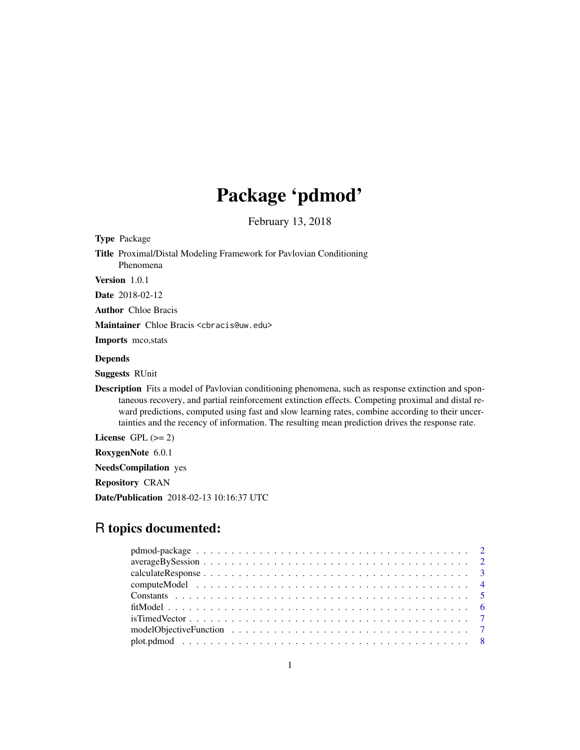# Package 'pdmod'

February 13, 2018

**Type** Package

**Title** Proximal/Distal Modeling Framework for Pavlovian Conditioning Phenomena

**Version** 1.0.1

**Date** 2018-02-12

**Author** Chloe Bracis

**Maintainer** Chloe Bracis <cbracis@uw.edu>

**Imports** mco,stats

**Depends**

**Suggests** RUnit

**Description** Fits a model of Pavlovian conditioning phenomena, such as response extinction and spontaneous recovery, and partial reinforcement extinction effects. Competing proximal and distal reward predictions, computed using fast and slow learning rates, combine according to their uncertainties and the recency of information. The resulting mean prediction drives the response rate.

**License** GPL (>= 2)

**RoxygenNote** 6.0.1

**NeedsCompilation** yes

**Repository** CRAN

**Date/Publication** 2018-02-13 10:16:37 UTC

## R topics documented:

| | |
|---|---|
| pdmod-package | 2 |
| averageBySession | 2 |
| calculateResponse | 3 |
| computeModel | 4 |
| Constants | 5 |
| fitModel | 6 |
| isTimedVector | 7 |
| modelObjectiveFunction | 7 |
| plot.pdmod | 8 |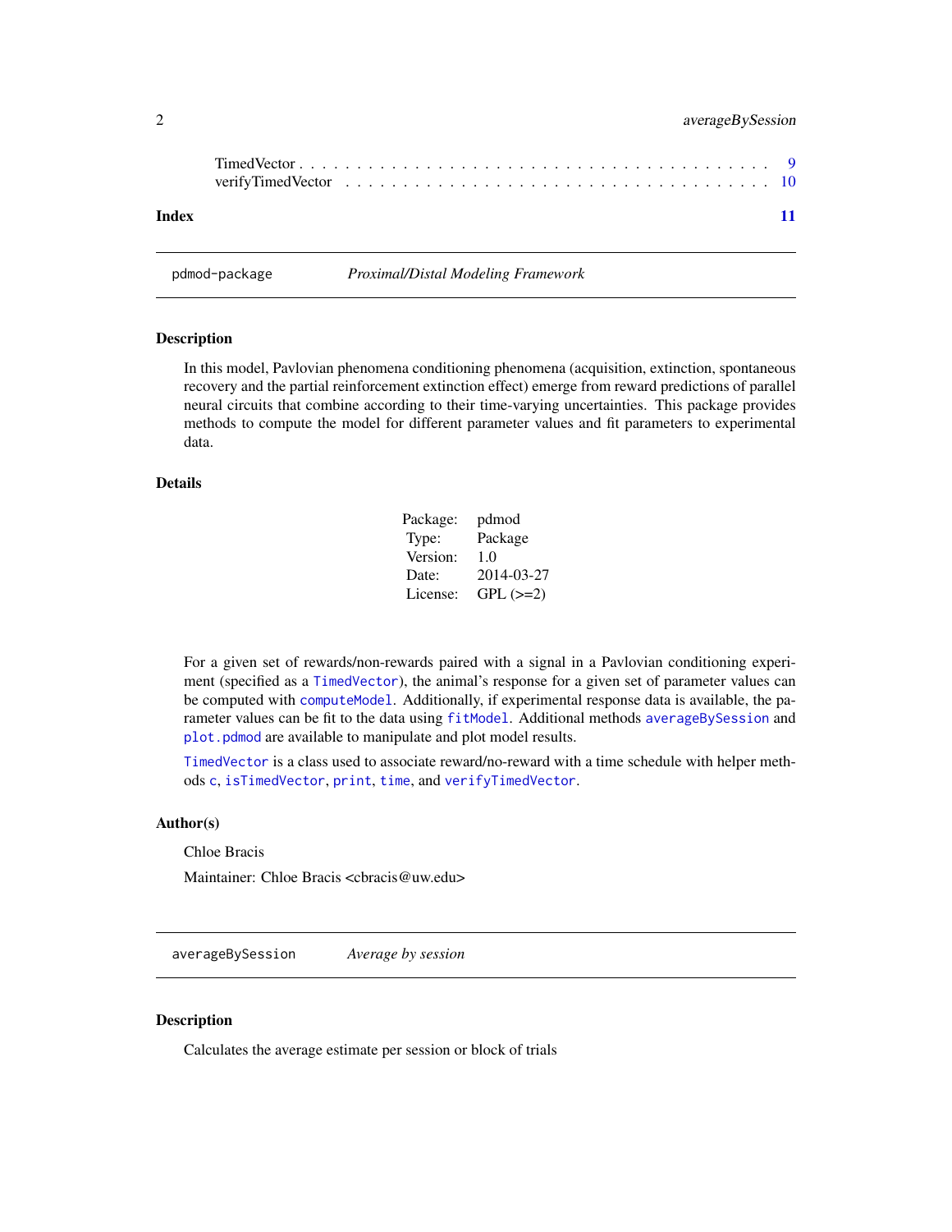TimedVector . . . . . . . . . . . . . . . . . . . . . . . . . . . . . . . . . . . . . . . 9
verifyTimedVector . . . . . . . . . . . . . . . . . . . . . . . . . . . . . . . . . . . . 10

**Index** 11

---

`pdmod-package` *Proximal/Distal Modeling Framework*

---

## Description

In this model, Pavlovian phenomena conditioning phenomena (acquisition, extinction, spontaneous recovery and the partial reinforcement extinction effect) emerge from reward predictions of parallel neural circuits that combine according to their time-varying uncertainties. This package provides methods to compute the model for different parameter values and fit parameters to experimental data.

## Details

| | |
|---|---|
| Package: | pdmod |
| Type: | Package |
| Version: | 1.0 |
| Date: | 2014-03-27 |
| License: | GPL (>=2) |

For a given set of rewards/non-rewards paired with a signal in a Pavlovian conditioning experiment (specified as a `TimedVector`), the animal's response for a given set of parameter values can be computed with `computeModel`. Additionally, if experimental response data is available, the parameter values can be fit to the data using `fitModel`. Additional methods `averageBySession` and `plot.pdmod` are available to manipulate and plot model results.

`TimedVector` is a class used to associate reward/no-reward with a time schedule with helper methods `c`, `isTimedVector`, `print`, `time`, and `verifyTimedVector`.

## Author(s)

Chloe Bracis

Maintainer: Chloe Bracis <cbracis@uw.edu>

---

`averageBySession` *Average by session*

---

## Description

Calculates the average estimate per session or block of trials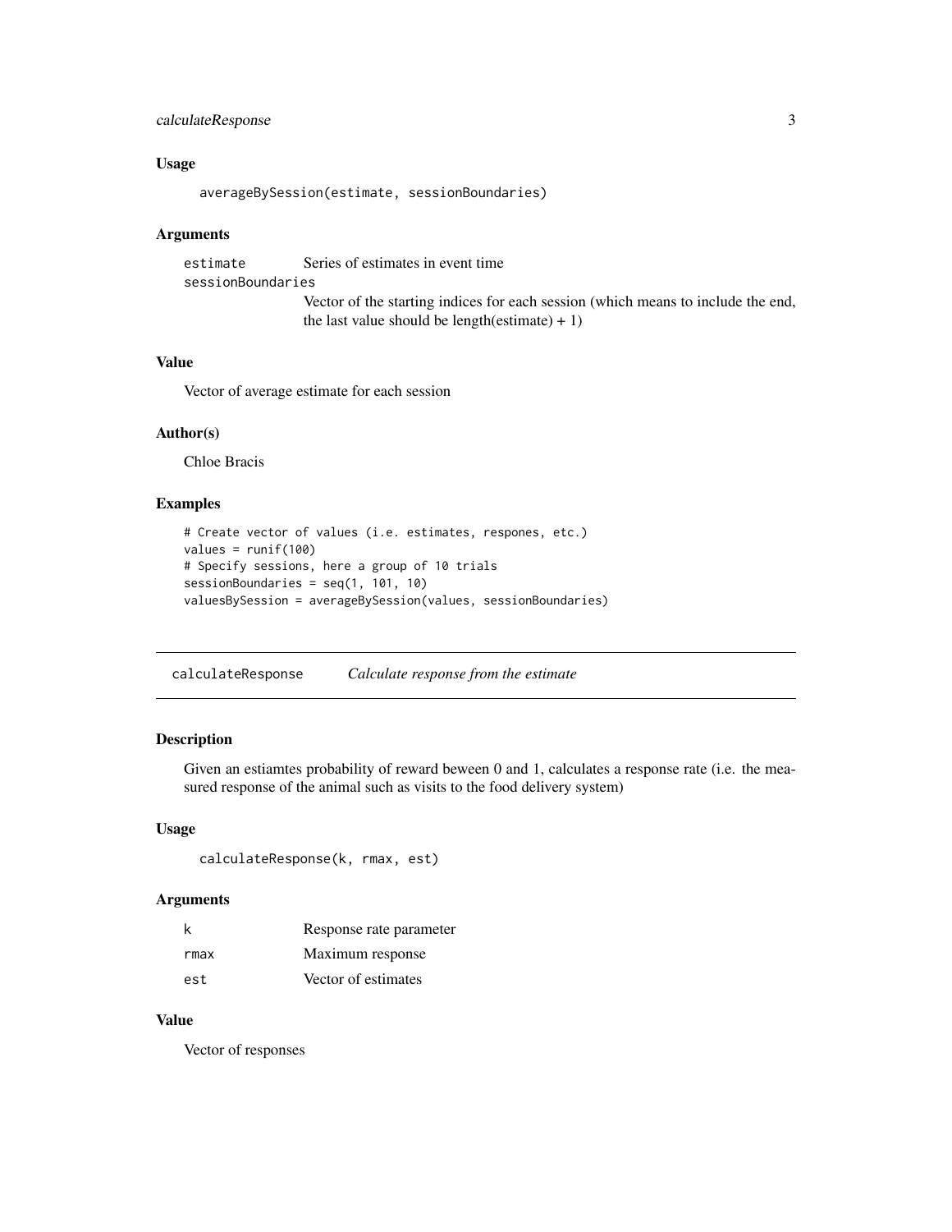### Usage

```
averageBySession(estimate, sessionBoundaries)
```

### Arguments

| | |
|---|---|
| estimate | Series of estimates in event time |
| sessionBoundaries | Vector of the starting indices for each session (which means to include the end, the last value should be length(estimate) + 1) |

### Value

Vector of average estimate for each session

### Author(s)

Chloe Bracis

### Examples

```
# Create vector of values (i.e. estimates, respones, etc.)
values = runif(100)
# Specify sessions, here a group of 10 trials
sessionBoundaries = seq(1, 101, 10)
valuesBySession = averageBySession(values, sessionBoundaries)
```

---

## calculateResponse *Calculate response from the estimate*

---

### Description

Given an estiamtes probability of reward beween 0 and 1, calculates a response rate (i.e. the measured response of the animal such as visits to the food delivery system)

### Usage

```
calculateResponse(k, rmax, est)
```

### Arguments

| | |
|---|---|
| k | Response rate parameter |
| rmax | Maximum response |
| est | Vector of estimates |

### Value

Vector of responses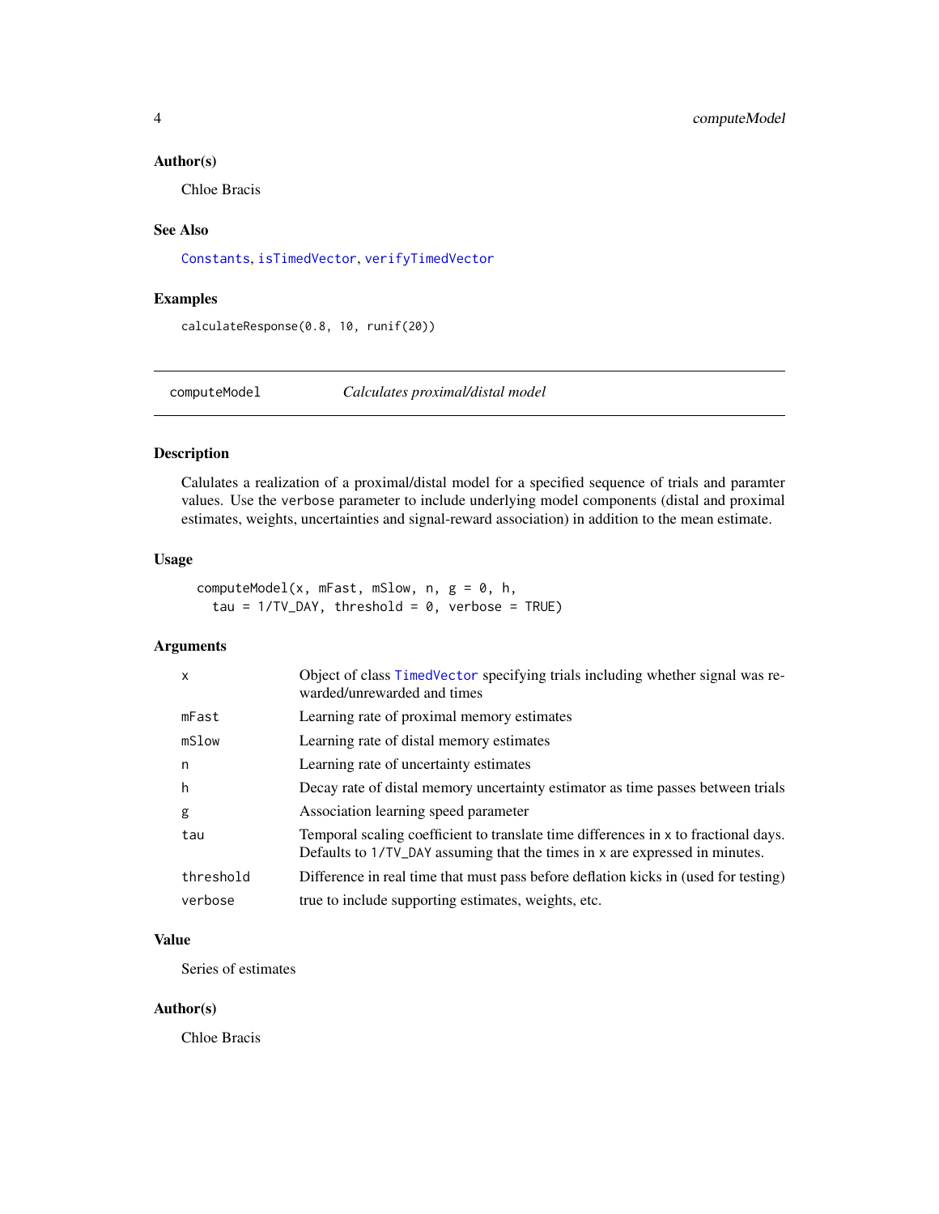### Author(s)

Chloe Bracis

### See Also

Constants, isTimedVector, verifyTimedVector

### Examples

```
calculateResponse(0.8, 10, runif(20))
```

---

## computeModel *Calculates proximal/distal model*

### Description

Calulates a realization of a proximal/distal model for a specified sequence of trials and paramter values. Use the `verbose` parameter to include underlying model components (distal and proximal estimates, weights, uncertainties and signal-reward association) in addition to the mean estimate.

### Usage

```
computeModel(x, mFast, mSlow, n, g = 0, h,
  tau = 1/TV_DAY, threshold = 0, verbose = TRUE)
```

### Arguments

| | |
|---|---|
| `x` | Object of class TimedVector specifying trials including whether signal was rewarded/unrewarded and times |
| `mFast` | Learning rate of proximal memory estimates |
| `mSlow` | Learning rate of distal memory estimates |
| `n` | Learning rate of uncertainty estimates |
| `h` | Decay rate of distal memory uncertainty estimator as time passes between trials |
| `g` | Association learning speed parameter |
| `tau` | Temporal scaling coefficient to translate time differences in `x` to fractional days. Defaults to `1/TV_DAY` assuming that the times in `x` are expressed in minutes. |
| `threshold` | Difference in real time that must pass before deflation kicks in (used for testing) |
| `verbose` | true to include supporting estimates, weights, etc. |

### Value

Series of estimates

### Author(s)

Chloe Bracis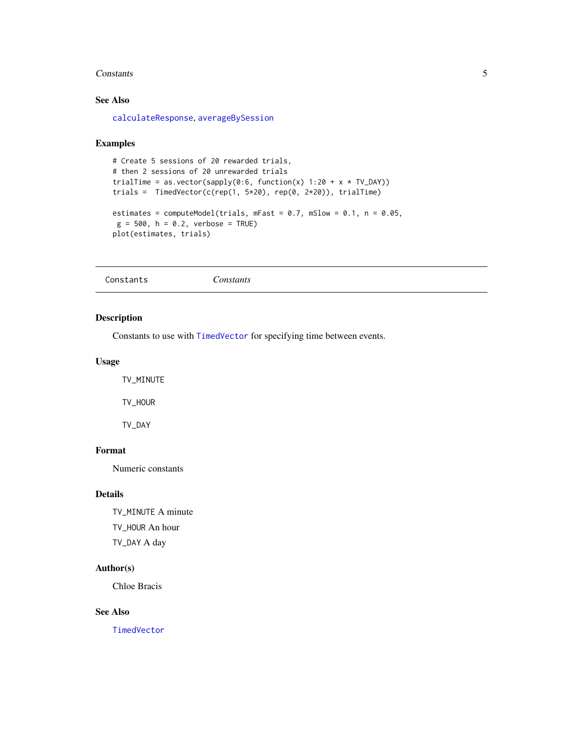### See Also

calculateResponse, averageBySession

### Examples

```
# Create 5 sessions of 20 rewarded trials,
# then 2 sessions of 20 unrewarded trials
trialTime = as.vector(sapply(0:6, function(x) 1:20 + x * TV_DAY))
trials =  TimedVector(c(rep(1, 5*20), rep(0, 2*20)), trialTime)

estimates = computeModel(trials, mFast = 0.7, mSlow = 0.1, n = 0.05,
 g = 500, h = 0.2, verbose = TRUE)
plot(estimates, trials)
```

---

## Constants *Constants*

---

### Description

Constants to use with TimedVector for specifying time between events.

### Usage

```
TV_MINUTE

TV_HOUR

TV_DAY
```

### Format

Numeric constants

### Details

TV_MINUTE A minute

TV_HOUR An hour

TV_DAY A day

### Author(s)

Chloe Bracis

### See Also

TimedVector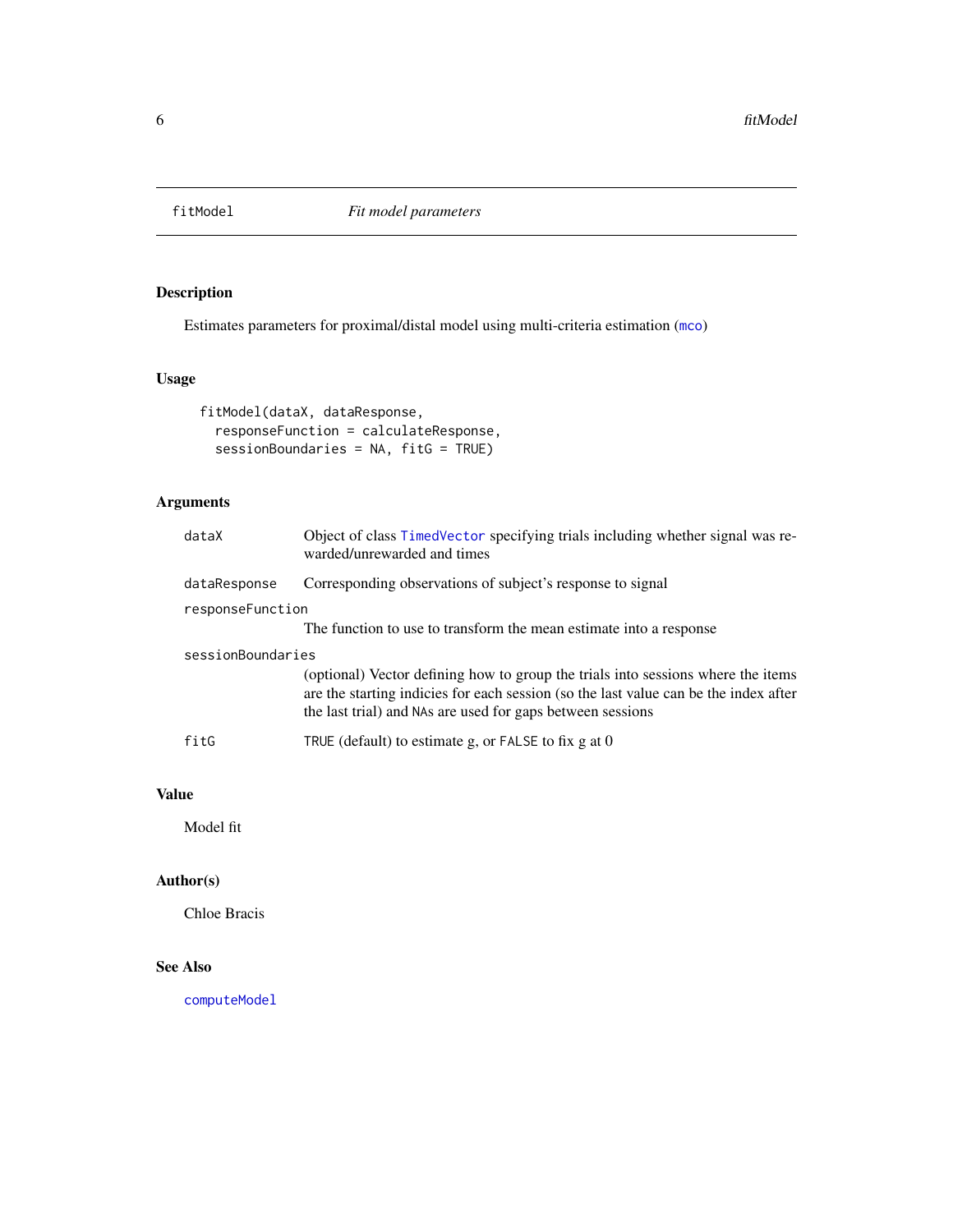## fitModel *Fit model parameters*

### Description

Estimates parameters for proximal/distal model using multi-criteria estimation (mco)

### Usage

```
fitModel(dataX, dataResponse,
  responseFunction = calculateResponse,
  sessionBoundaries = NA, fitG = TRUE)
```

### Arguments

| | |
|---|---|
| dataX | Object of class TimedVector specifying trials including whether signal was rewarded/unrewarded and times |
| dataResponse | Corresponding observations of subject's response to signal |
| responseFunction | The function to use to transform the mean estimate into a response |
| sessionBoundaries | (optional) Vector defining how to group the trials into sessions where the items are the starting indicies for each session (so the last value can be the index after the last trial) and NAs are used for gaps between sessions |
| fitG | TRUE (default) to estimate g, or FALSE to fix g at 0 |

### Value

Model fit

### Author(s)

Chloe Bracis

### See Also

computeModel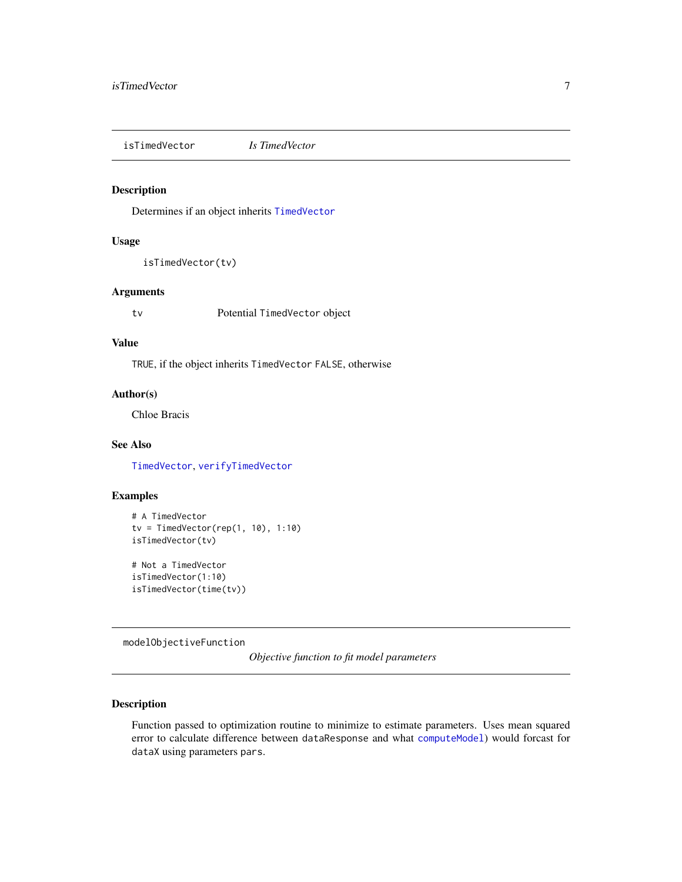## isTimedVector — *Is TimedVector*

### Description

Determines if an object inherits TimedVector

### Usage

```
isTimedVector(tv)
```

### Arguments

| | |
|---|---|
| tv | Potential TimedVector object |

### Value

TRUE, if the object inherits TimedVector FALSE, otherwise

### Author(s)

Chloe Bracis

### See Also

TimedVector, verifyTimedVector

### Examples

```
# A TimedVector
tv = TimedVector(rep(1, 10), 1:10)
isTimedVector(tv)

# Not a TimedVector
isTimedVector(1:10)
isTimedVector(time(tv))
```

## modelObjectiveFunction — *Objective function to fit model parameters*

### Description

Function passed to optimization routine to minimize to estimate parameters. Uses mean squared error to calculate difference between dataResponse and what computeModel) would forcast for dataX using parameters pars.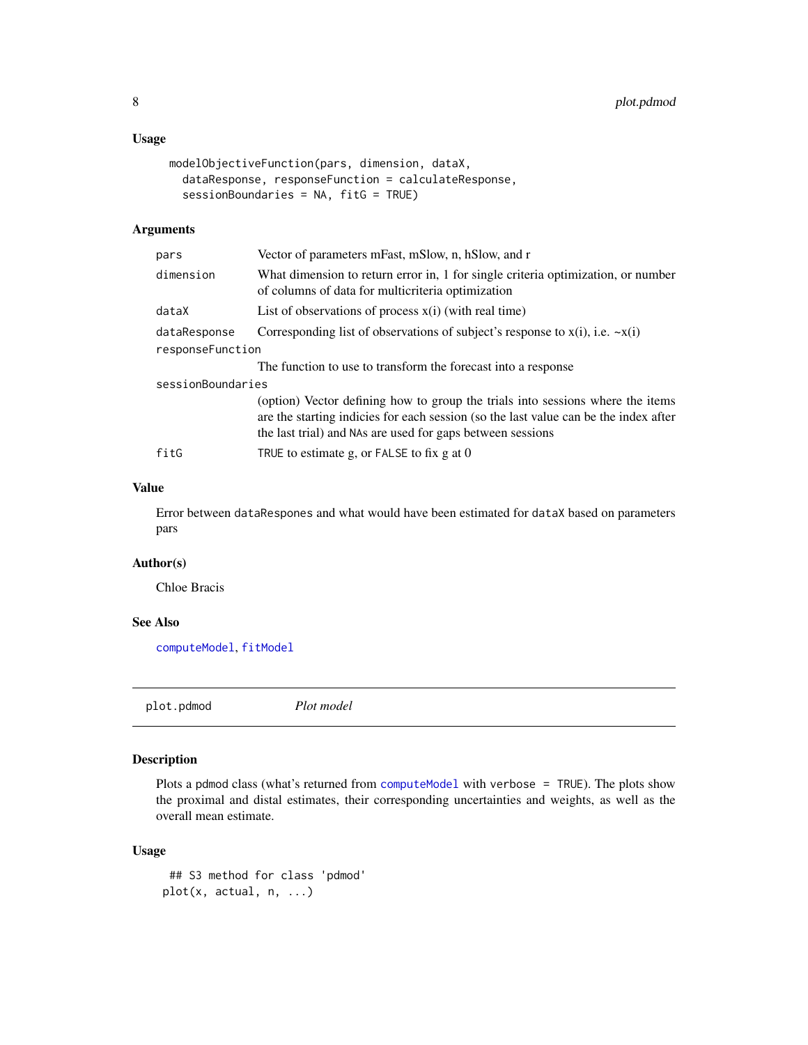### Usage

```
modelObjectiveFunction(pars, dimension, dataX,
  dataResponse, responseFunction = calculateResponse,
  sessionBoundaries = NA, fitG = TRUE)
```

### Arguments

| | |
|---|---|
| `pars` | Vector of parameters mFast, mSlow, n, hSlow, and r |
| `dimension` | What dimension to return error in, 1 for single criteria optimization, or number of columns of data for multicriteria optimization |
| `dataX` | List of observations of process x(i) (with real time) |
| `dataResponse` | Corresponding list of observations of subject's response to x(i), i.e. ~x(i) |
| `responseFunction` | The function to use to transform the forecast into a response |
| `sessionBoundaries` | (option) Vector defining how to group the trials into sessions where the items are the starting indicies for each session (so the last value can be the index after the last trial) and `NA`s are used for gaps between sessions |
| `fitG` | `TRUE` to estimate g, or `FALSE` to fix g at 0 |

### Value

Error between `dataRespones` and what would have been estimated for `dataX` based on parameters pars

### Author(s)

Chloe Bracis

### See Also

`computeModel`, `fitModel`

---

## plot.pdmod — *Plot model*

### Description

Plots a pdmod class (what's returned from `computeModel` with `verbose = TRUE`). The plots show the proximal and distal estimates, their corresponding uncertainties and weights, as well as the overall mean estimate.

### Usage

```
## S3 method for class 'pdmod'
plot(x, actual, n, ...)
```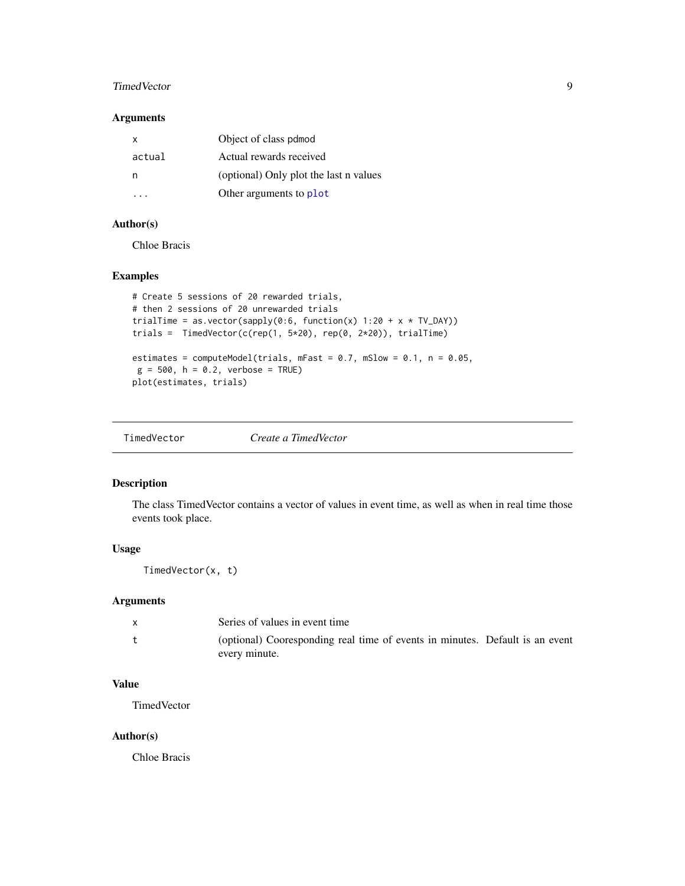### Arguments

| | |
|---|---|
| x | Object of class pdmod |
| actual | Actual rewards received |
| n | (optional) Only plot the last n values |
| ... | Other arguments to plot |

### Author(s)

Chloe Bracis

### Examples

```
# Create 5 sessions of 20 rewarded trials,
# then 2 sessions of 20 unrewarded trials
trialTime = as.vector(sapply(0:6, function(x) 1:20 + x * TV_DAY))
trials =  TimedVector(c(rep(1, 5*20), rep(0, 2*20)), trialTime)

estimates = computeModel(trials, mFast = 0.7, mSlow = 0.1, n = 0.05,
 g = 500, h = 0.2, verbose = TRUE)
plot(estimates, trials)
```

---

## TimedVector — *Create a TimedVector*

---

### Description

The class TimedVector contains a vector of values in event time, as well as when in real time those events took place.

### Usage

```
TimedVector(x, t)
```

### Arguments

| | |
|---|---|
| x | Series of values in event time |
| t | (optional) Cooresponding real time of events in minutes. Default is an event every minute. |

### Value

TimedVector

### Author(s)

Chloe Bracis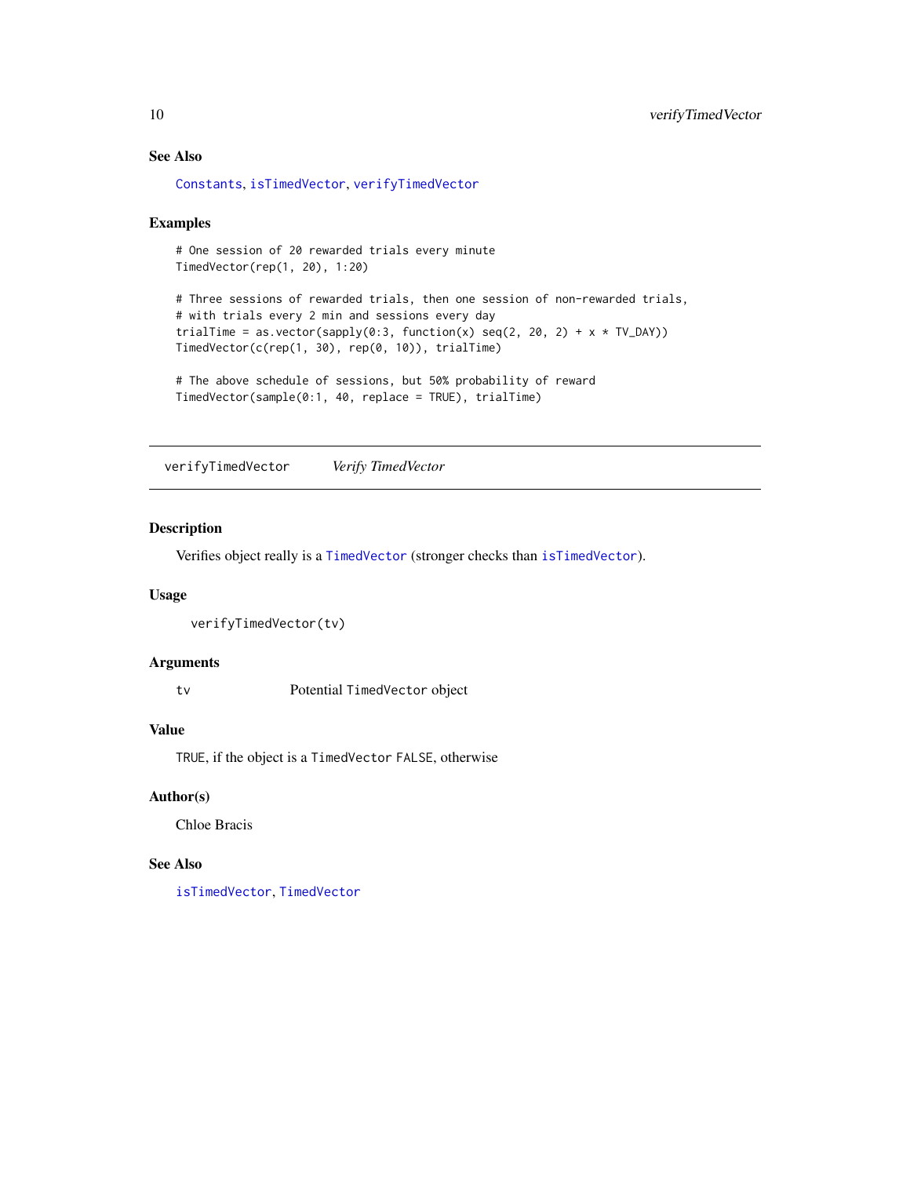### See Also

Constants, isTimedVector, verifyTimedVector

### Examples

```
# One session of 20 rewarded trials every minute
TimedVector(rep(1, 20), 1:20)

# Three sessions of rewarded trials, then one session of non-rewarded trials,
# with trials every 2 min and sessions every day
trialTime = as.vector(sapply(0:3, function(x) seq(2, 20, 2) + x * TV_DAY))
TimedVector(c(rep(1, 30), rep(0, 10)), trialTime)

# The above schedule of sessions, but 50% probability of reward
TimedVector(sample(0:1, 40, replace = TRUE), trialTime)
```

---

## verifyTimedVector *Verify TimedVector*

---

### Description

Verifies object really is a TimedVector (stronger checks than isTimedVector).

### Usage

```
verifyTimedVector(tv)
```

### Arguments

| | |
|---|---|
| tv | Potential TimedVector object |

### Value

TRUE, if the object is a TimedVector FALSE, otherwise

### Author(s)

Chloe Bracis

### See Also

isTimedVector, TimedVector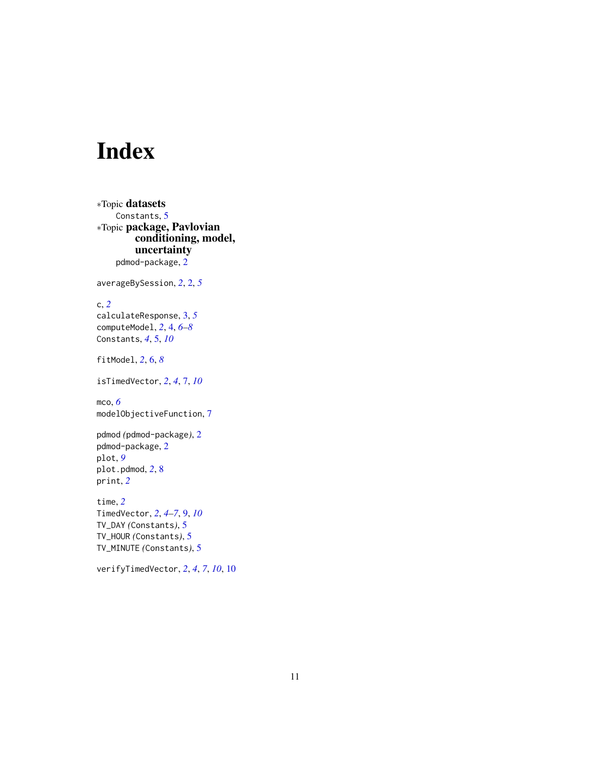# Index

∗Topic **datasets**
  Constants, 5
∗Topic **package, Pavlovian conditioning, model, uncertainty**
  pdmod-package, 2

averageBySession, *2*, 2, *5*

c, *2*
calculateResponse, 3, *5*
computeModel, *2*, 4, *6–8*
Constants, *4*, 5, *10*

fitModel, *2*, 6, *8*

isTimedVector, *2*, *4*, 7, *10*

mco, *6*
modelObjectiveFunction, 7

pdmod *(*pdmod-package*)*, 2
pdmod-package, 2
plot, *9*
plot.pdmod, *2*, 8
print, *2*

time, *2*
TimedVector, *2*, *4–7*, 9, *10*
TV_DAY *(*Constants*)*, 5
TV_HOUR *(*Constants*)*, 5
TV_MINUTE *(*Constants*)*, 5

verifyTimedVector, *2*, *4*, *7*, *10*, 10